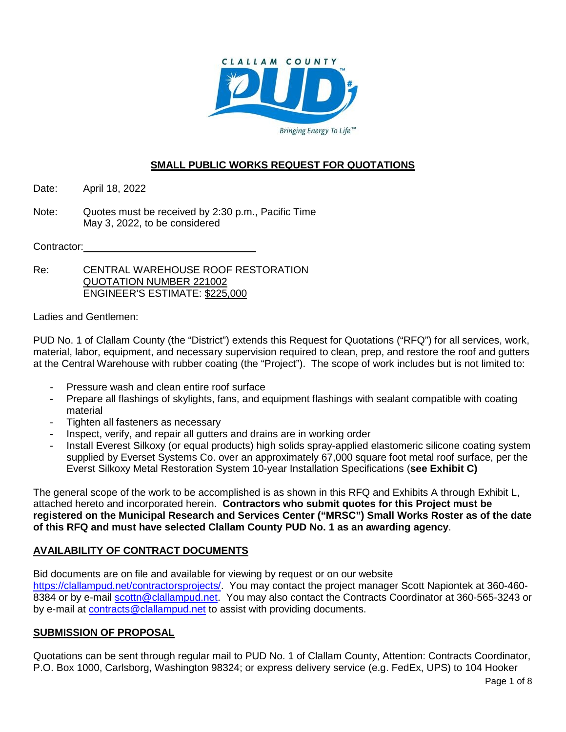CLALLAM COUNTY PUD

Bringing Energy To Life™

## SMALL PUBLIC WORKS REQUEST FOR QUOTATIONS

Date: April 18, 2022

Note: Quotes must be received by 2:30 p.m., Pacific Time May 3, 2022, to be considered

Contractor:\_\_\_\_\_\_\_\_\_\_\_\_\_\_\_\_\_\_\_\_\_\_\_\_\_\_\_\_\_\_

Re: CENTRAL WAREHOUSE ROOF RESTORATION
QUOTATION NUMBER 221002
ENGINEER'S ESTIMATE: $225,000

Ladies and Gentlemen:

PUD No. 1 of Clallam County (the "District") extends this Request for Quotations ("RFQ") for all services, work, material, labor, equipment, and necessary supervision required to clean, prep, and restore the roof and gutters at the Central Warehouse with rubber coating (the "Project"). The scope of work includes but is not limited to:

- Pressure wash and clean entire roof surface
- Prepare all flashings of skylights, fans, and equipment flashings with sealant compatible with coating material
- Tighten all fasteners as necessary
- Inspect, verify, and repair all gutters and drains are in working order
- Install Everest Silkoxy (or equal products) high solids spray-applied elastomeric silicone coating system supplied by Everset Systems Co. over an approximately 67,000 square foot metal roof surface, per the Everst Silkoxy Metal Restoration System 10-year Installation Specifications (**see Exhibit C)**

The general scope of the work to be accomplished is as shown in this RFQ and Exhibits A through Exhibit L, attached hereto and incorporated herein. **Contractors who submit quotes for this Project must be registered on the Municipal Research and Services Center ("MRSC") Small Works Roster as of the date of this RFQ and must have selected Clallam County PUD No. 1 as an awarding agency**.

## AVAILABILITY OF CONTRACT DOCUMENTS

Bid documents are on file and available for viewing by request or on our website https://clallampud.net/contractorsprojects/. You may contact the project manager Scott Napiontek at 360-460-8384 or by e-mail scottn@clallampud.net. You may also contact the Contracts Coordinator at 360-565-3243 or by e-mail at contracts@clallampud.net to assist with providing documents.

## SUBMISSION OF PROPOSAL

Quotations can be sent through regular mail to PUD No. 1 of Clallam County, Attention: Contracts Coordinator, P.O. Box 1000, Carlsborg, Washington 98324; or express delivery service (e.g. FedEx, UPS) to 104 Hooker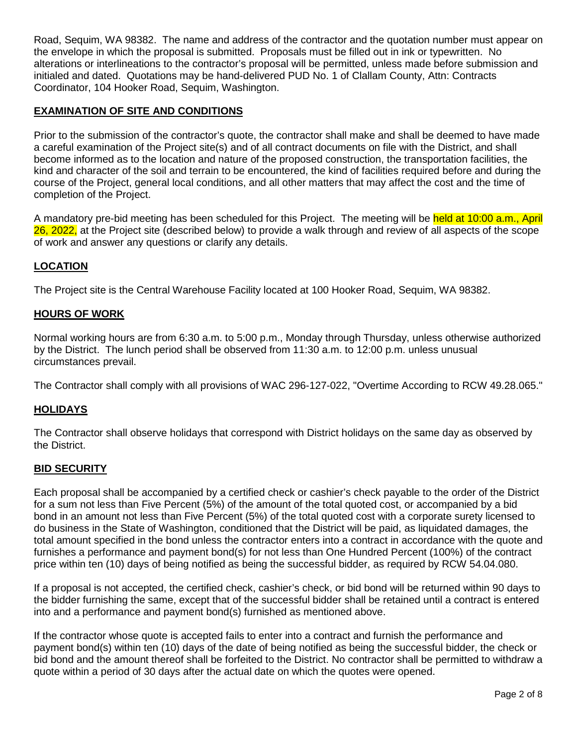Road, Sequim, WA 98382. The name and address of the contractor and the quotation number must appear on the envelope in which the proposal is submitted. Proposals must be filled out in ink or typewritten. No alterations or interlineations to the contractor's proposal will be permitted, unless made before submission and initialed and dated. Quotations may be hand-delivered PUD No. 1 of Clallam County, Attn: Contracts Coordinator, 104 Hooker Road, Sequim, Washington.

## EXAMINATION OF SITE AND CONDITIONS

Prior to the submission of the contractor's quote, the contractor shall make and shall be deemed to have made a careful examination of the Project site(s) and of all contract documents on file with the District, and shall become informed as to the location and nature of the proposed construction, the transportation facilities, the kind and character of the soil and terrain to be encountered, the kind of facilities required before and during the course of the Project, general local conditions, and all other matters that may affect the cost and the time of completion of the Project.

A mandatory pre-bid meeting has been scheduled for this Project. The meeting will be held at 10:00 a.m., April 26, 2022, at the Project site (described below) to provide a walk through and review of all aspects of the scope of work and answer any questions or clarify any details.

## LOCATION

The Project site is the Central Warehouse Facility located at 100 Hooker Road, Sequim, WA 98382.

## HOURS OF WORK

Normal working hours are from 6:30 a.m. to 5:00 p.m., Monday through Thursday, unless otherwise authorized by the District. The lunch period shall be observed from 11:30 a.m. to 12:00 p.m. unless unusual circumstances prevail.

The Contractor shall comply with all provisions of WAC 296-127-022, "Overtime According to RCW 49.28.065."

## HOLIDAYS

The Contractor shall observe holidays that correspond with District holidays on the same day as observed by the District.

## BID SECURITY

Each proposal shall be accompanied by a certified check or cashier's check payable to the order of the District for a sum not less than Five Percent (5%) of the amount of the total quoted cost, or accompanied by a bid bond in an amount not less than Five Percent (5%) of the total quoted cost with a corporate surety licensed to do business in the State of Washington, conditioned that the District will be paid, as liquidated damages, the total amount specified in the bond unless the contractor enters into a contract in accordance with the quote and furnishes a performance and payment bond(s) for not less than One Hundred Percent (100%) of the contract price within ten (10) days of being notified as being the successful bidder, as required by RCW 54.04.080.

If a proposal is not accepted, the certified check, cashier's check, or bid bond will be returned within 90 days to the bidder furnishing the same, except that of the successful bidder shall be retained until a contract is entered into and a performance and payment bond(s) furnished as mentioned above.

If the contractor whose quote is accepted fails to enter into a contract and furnish the performance and payment bond(s) within ten (10) days of the date of being notified as being the successful bidder, the check or bid bond and the amount thereof shall be forfeited to the District. No contractor shall be permitted to withdraw a quote within a period of 30 days after the actual date on which the quotes were opened.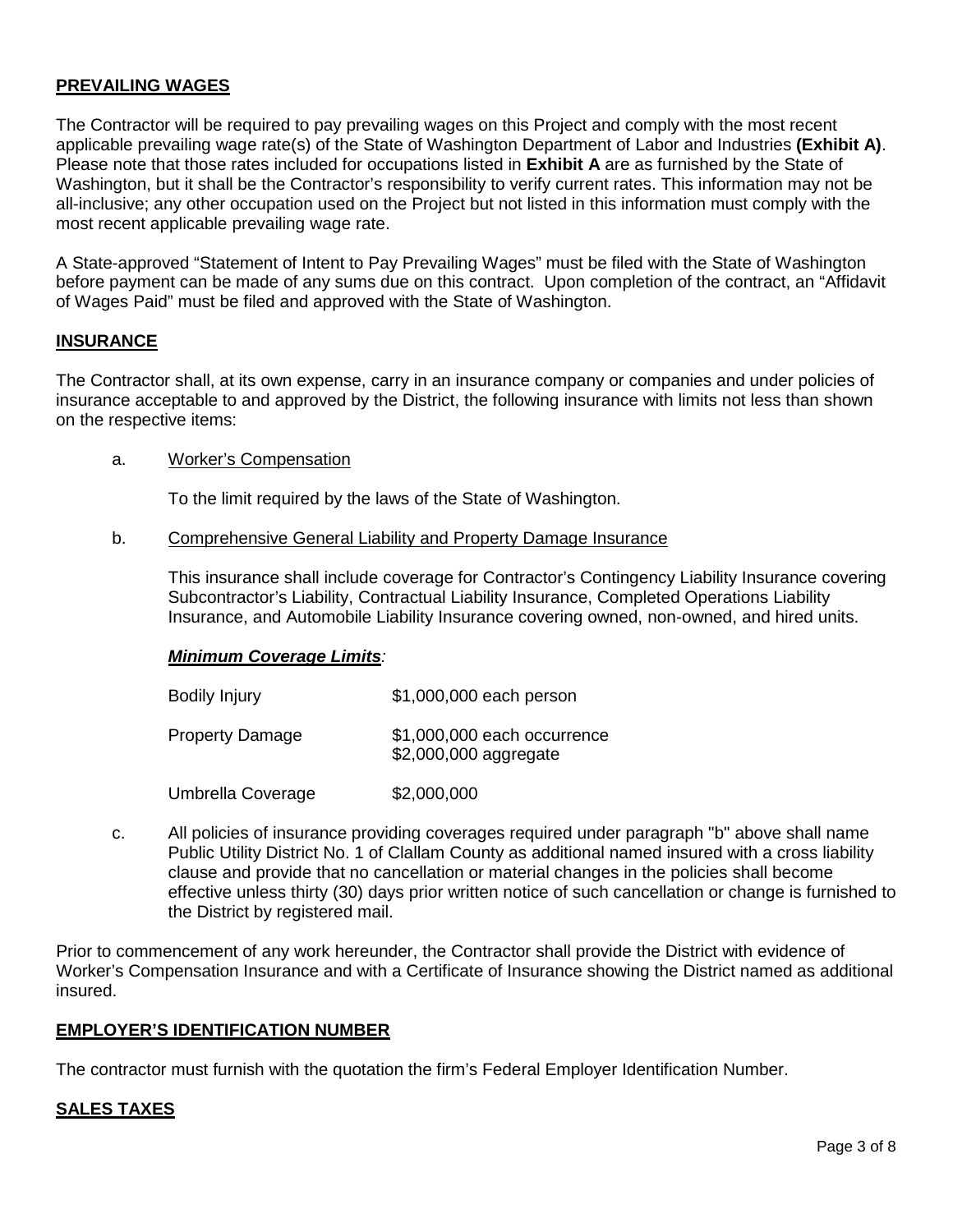## PREVAILING WAGES

The Contractor will be required to pay prevailing wages on this Project and comply with the most recent applicable prevailing wage rate(s) of the State of Washington Department of Labor and Industries **(Exhibit A)**. Please note that those rates included for occupations listed in **Exhibit A** are as furnished by the State of Washington, but it shall be the Contractor's responsibility to verify current rates. This information may not be all-inclusive; any other occupation used on the Project but not listed in this information must comply with the most recent applicable prevailing wage rate.

A State-approved "Statement of Intent to Pay Prevailing Wages" must be filed with the State of Washington before payment can be made of any sums due on this contract. Upon completion of the contract, an "Affidavit of Wages Paid" must be filed and approved with the State of Washington.

## INSURANCE

The Contractor shall, at its own expense, carry in an insurance company or companies and under policies of insurance acceptable to and approved by the District, the following insurance with limits not less than shown on the respective items:

a. Worker's Compensation

To the limit required by the laws of the State of Washington.

b. Comprehensive General Liability and Property Damage Insurance

This insurance shall include coverage for Contractor's Contingency Liability Insurance covering Subcontractor's Liability, Contractual Liability Insurance, Completed Operations Liability Insurance, and Automobile Liability Insurance covering owned, non-owned, and hired units.

***Minimum Coverage Limits***:

| | |
|---|---|
| Bodily Injury | $1,000,000 each person |
| Property Damage | $1,000,000 each occurrence<br>$2,000,000 aggregate |
| Umbrella Coverage | $2,000,000 |

c. All policies of insurance providing coverages required under paragraph "b" above shall name Public Utility District No. 1 of Clallam County as additional named insured with a cross liability clause and provide that no cancellation or material changes in the policies shall become effective unless thirty (30) days prior written notice of such cancellation or change is furnished to the District by registered mail.

Prior to commencement of any work hereunder, the Contractor shall provide the District with evidence of Worker's Compensation Insurance and with a Certificate of Insurance showing the District named as additional insured.

## EMPLOYER'S IDENTIFICATION NUMBER

The contractor must furnish with the quotation the firm's Federal Employer Identification Number.

## SALES TAXES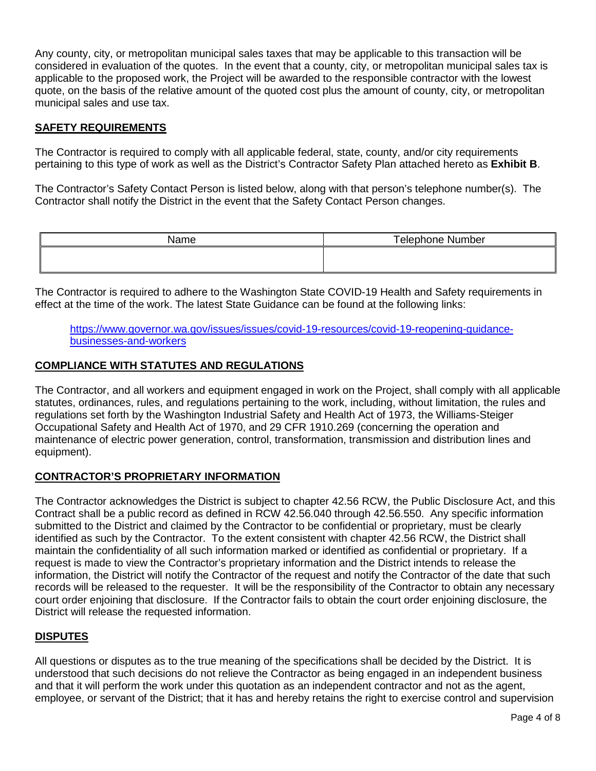Any county, city, or metropolitan municipal sales taxes that may be applicable to this transaction will be considered in evaluation of the quotes. In the event that a county, city, or metropolitan municipal sales tax is applicable to the proposed work, the Project will be awarded to the responsible contractor with the lowest quote, on the basis of the relative amount of the quoted cost plus the amount of county, city, or metropolitan municipal sales and use tax.

## SAFETY REQUIREMENTS

The Contractor is required to comply with all applicable federal, state, county, and/or city requirements pertaining to this type of work as well as the District's Contractor Safety Plan attached hereto as **Exhibit B**.

The Contractor's Safety Contact Person is listed below, along with that person's telephone number(s). The Contractor shall notify the District in the event that the Safety Contact Person changes.

| Name | Telephone Number |
|---|---|
| | |

The Contractor is required to adhere to the Washington State COVID-19 Health and Safety requirements in effect at the time of the work. The latest State Guidance can be found at the following links:

> https://www.governor.wa.gov/issues/issues/covid-19-resources/covid-19-reopening-guidance-businesses-and-workers

## COMPLIANCE WITH STATUTES AND REGULATIONS

The Contractor, and all workers and equipment engaged in work on the Project, shall comply with all applicable statutes, ordinances, rules, and regulations pertaining to the work, including, without limitation, the rules and regulations set forth by the Washington Industrial Safety and Health Act of 1973, the Williams-Steiger Occupational Safety and Health Act of 1970, and 29 CFR 1910.269 (concerning the operation and maintenance of electric power generation, control, transformation, transmission and distribution lines and equipment).

## CONTRACTOR'S PROPRIETARY INFORMATION

The Contractor acknowledges the District is subject to chapter 42.56 RCW, the Public Disclosure Act, and this Contract shall be a public record as defined in RCW 42.56.040 through 42.56.550. Any specific information submitted to the District and claimed by the Contractor to be confidential or proprietary, must be clearly identified as such by the Contractor. To the extent consistent with chapter 42.56 RCW, the District shall maintain the confidentiality of all such information marked or identified as confidential or proprietary. If a request is made to view the Contractor's proprietary information and the District intends to release the information, the District will notify the Contractor of the request and notify the Contractor of the date that such records will be released to the requester. It will be the responsibility of the Contractor to obtain any necessary court order enjoining that disclosure. If the Contractor fails to obtain the court order enjoining disclosure, the District will release the requested information.

## DISPUTES

All questions or disputes as to the true meaning of the specifications shall be decided by the District. It is understood that such decisions do not relieve the Contractor as being engaged in an independent business and that it will perform the work under this quotation as an independent contractor and not as the agent, employee, or servant of the District; that it has and hereby retains the right to exercise control and supervision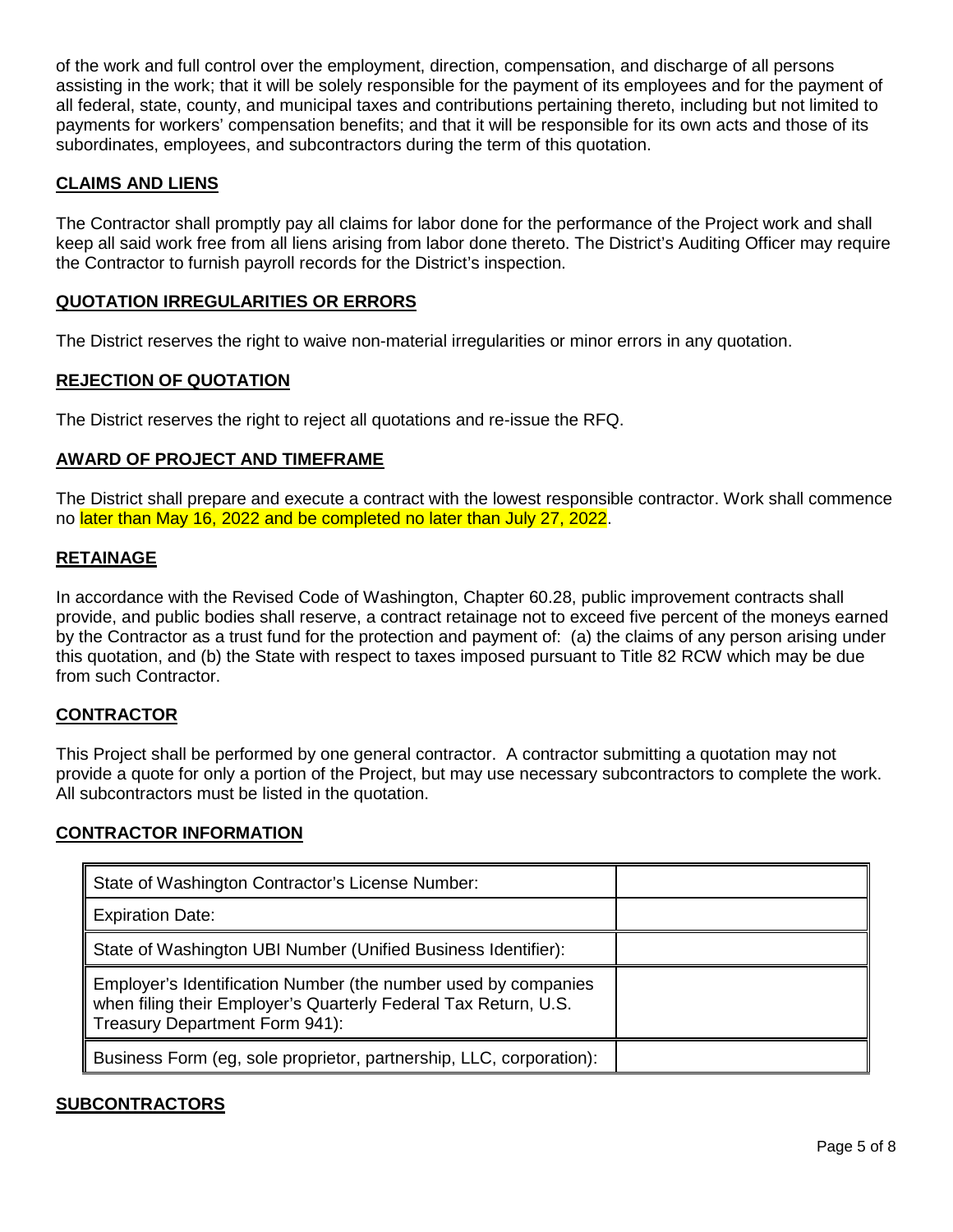of the work and full control over the employment, direction, compensation, and discharge of all persons assisting in the work; that it will be solely responsible for the payment of its employees and for the payment of all federal, state, county, and municipal taxes and contributions pertaining thereto, including but not limited to payments for workers' compensation benefits; and that it will be responsible for its own acts and those of its subordinates, employees, and subcontractors during the term of this quotation.

## CLAIMS AND LIENS

The Contractor shall promptly pay all claims for labor done for the performance of the Project work and shall keep all said work free from all liens arising from labor done thereto. The District's Auditing Officer may require the Contractor to furnish payroll records for the District's inspection.

## QUOTATION IRREGULARITIES OR ERRORS

The District reserves the right to waive non-material irregularities or minor errors in any quotation.

## REJECTION OF QUOTATION

The District reserves the right to reject all quotations and re-issue the RFQ.

## AWARD OF PROJECT AND TIMEFRAME

The District shall prepare and execute a contract with the lowest responsible contractor. Work shall commence no later than May 16, 2022 and be completed no later than July 27, 2022.

## RETAINAGE

In accordance with the Revised Code of Washington, Chapter 60.28, public improvement contracts shall provide, and public bodies shall reserve, a contract retainage not to exceed five percent of the moneys earned by the Contractor as a trust fund for the protection and payment of: (a) the claims of any person arising under this quotation, and (b) the State with respect to taxes imposed pursuant to Title 82 RCW which may be due from such Contractor.

## CONTRACTOR

This Project shall be performed by one general contractor. A contractor submitting a quotation may not provide a quote for only a portion of the Project, but may use necessary subcontractors to complete the work. All subcontractors must be listed in the quotation.

## CONTRACTOR INFORMATION

| | |
|---|---|
| State of Washington Contractor's License Number: | |
| Expiration Date: | |
| State of Washington UBI Number (Unified Business Identifier): | |
| Employer's Identification Number (the number used by companies when filing their Employer's Quarterly Federal Tax Return, U.S. Treasury Department Form 941): | |
| Business Form (eg, sole proprietor, partnership, LLC, corporation): | |

## SUBCONTRACTORS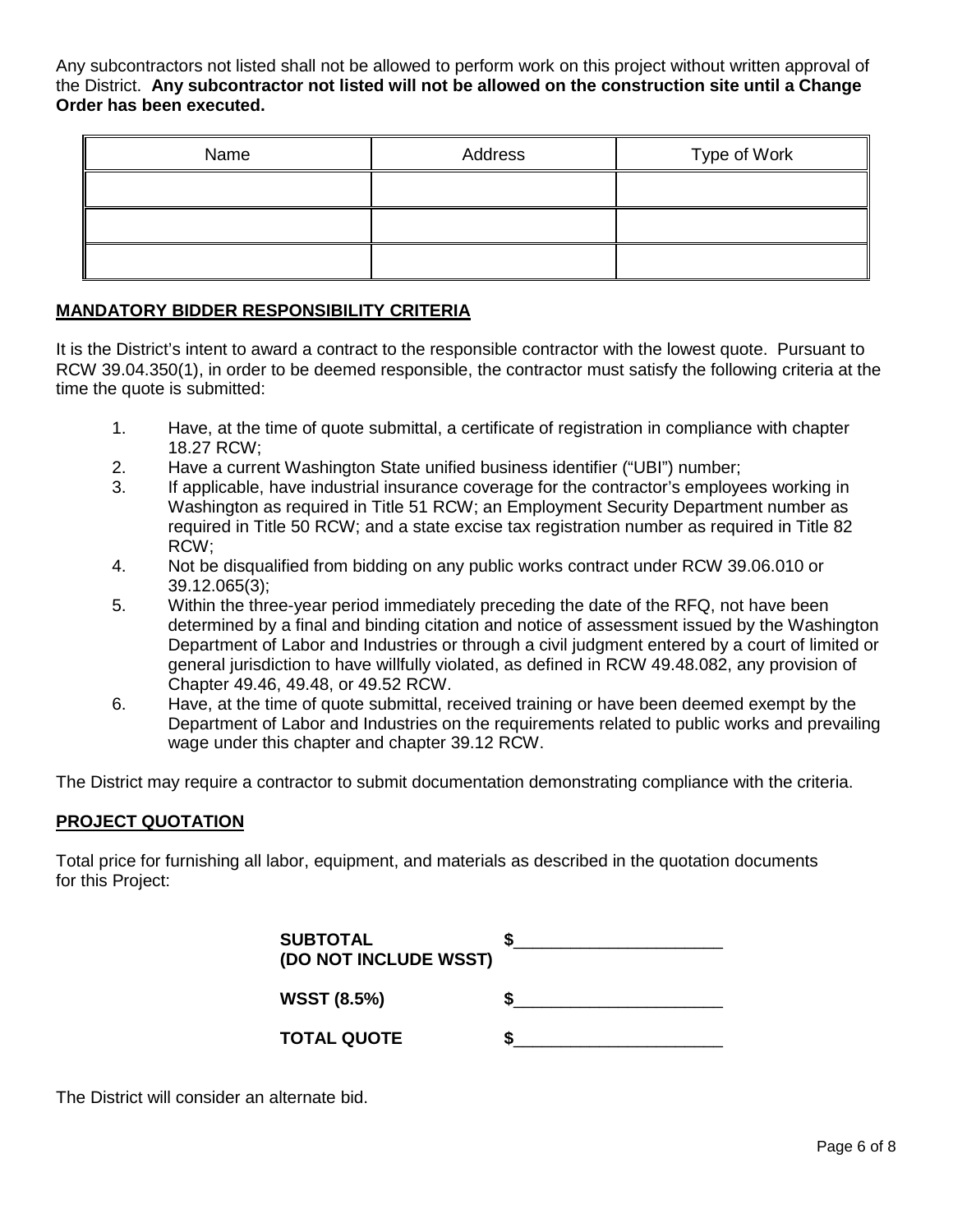Any subcontractors not listed shall not be allowed to perform work on this project without written approval of the District. **Any subcontractor not listed will not be allowed on the construction site until a Change Order has been executed.**

| Name | Address | Type of Work |
| --- | --- | --- |
| | | |
| | | |
| | | |

## MANDATORY BIDDER RESPONSIBILITY CRITERIA

It is the District's intent to award a contract to the responsible contractor with the lowest quote. Pursuant to RCW 39.04.350(1), in order to be deemed responsible, the contractor must satisfy the following criteria at the time the quote is submitted:

1. Have, at the time of quote submittal, a certificate of registration in compliance with chapter 18.27 RCW;
2. Have a current Washington State unified business identifier ("UBI") number;
3. If applicable, have industrial insurance coverage for the contractor's employees working in Washington as required in Title 51 RCW; an Employment Security Department number as required in Title 50 RCW; and a state excise tax registration number as required in Title 82 RCW;
4. Not be disqualified from bidding on any public works contract under RCW 39.06.010 or 39.12.065(3);
5. Within the three-year period immediately preceding the date of the RFQ, not have been determined by a final and binding citation and notice of assessment issued by the Washington Department of Labor and Industries or through a civil judgment entered by a court of limited or general jurisdiction to have willfully violated, as defined in RCW 49.48.082, any provision of Chapter 49.46, 49.48, or 49.52 RCW.
6. Have, at the time of quote submittal, received training or have been deemed exempt by the Department of Labor and Industries on the requirements related to public works and prevailing wage under this chapter and chapter 39.12 RCW.

The District may require a contractor to submit documentation demonstrating compliance with the criteria.

## PROJECT QUOTATION

Total price for furnishing all labor, equipment, and materials as described in the quotation documents for this Project:

**SUBTOTAL (DO NOT INCLUDE WSST)** **$**______________________

**WSST (8.5%)** **$**______________________

**TOTAL QUOTE** **$**______________________

The District will consider an alternate bid.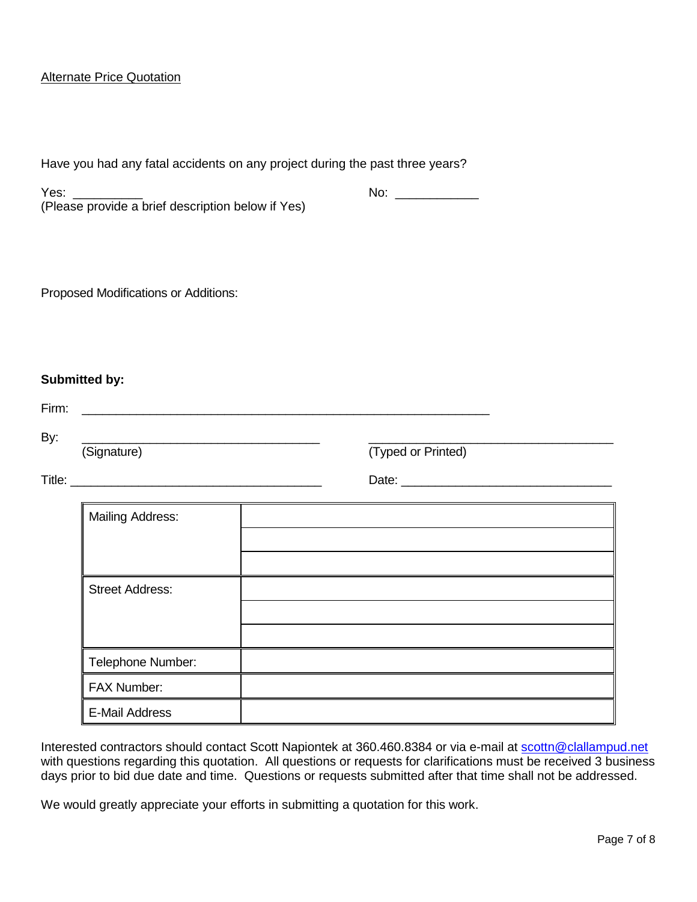Alternate Price Quotation

Have you had any fatal accidents on any project during the past three years?

Yes: __________ No: ____________
(Please provide a brief description below if Yes)

Proposed Modifications or Additions:

**Submitted by:**

Firm: ____________________________________________________________

By: ___________________________________ ___________________________________
(Signature) (Typed or Printed)

Title: ___________________________________ Date: ______________________________

| | |
|---|---|
| Mailing Address: | |
| | |
| | |
| Street Address: | |
| | |
| | |
| Telephone Number: | |
| FAX Number: | |
| E-Mail Address | |

Interested contractors should contact Scott Napiontek at 360.460.8384 or via e-mail at scottn@clallampud.net with questions regarding this quotation. All questions or requests for clarifications must be received 3 business days prior to bid due date and time. Questions or requests submitted after that time shall not be addressed.

We would greatly appreciate your efforts in submitting a quotation for this work.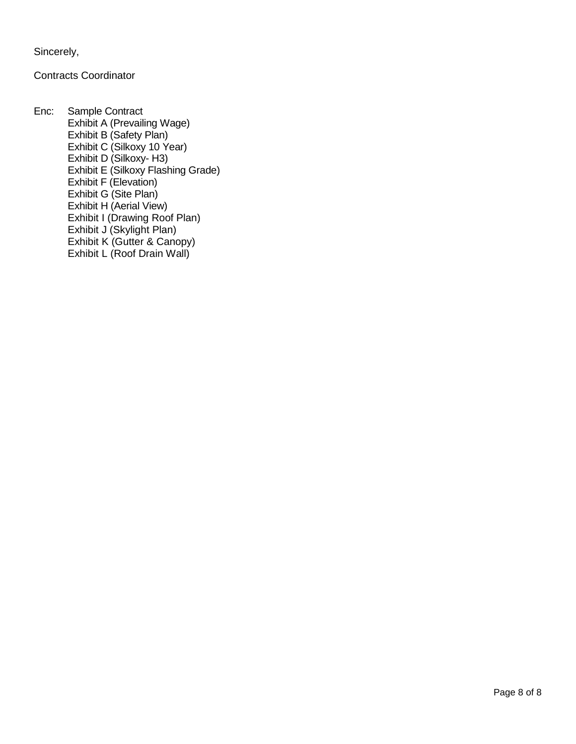Sincerely,

Contracts Coordinator

Enc: Sample Contract
Exhibit A (Prevailing Wage)
Exhibit B (Safety Plan)
Exhibit C (Silkoxy 10 Year)
Exhibit D (Silkoxy- H3)
Exhibit E (Silkoxy Flashing Grade)
Exhibit F (Elevation)
Exhibit G (Site Plan)
Exhibit H (Aerial View)
Exhibit I (Drawing Roof Plan)
Exhibit J (Skylight Plan)
Exhibit K (Gutter & Canopy)
Exhibit L (Roof Drain Wall)